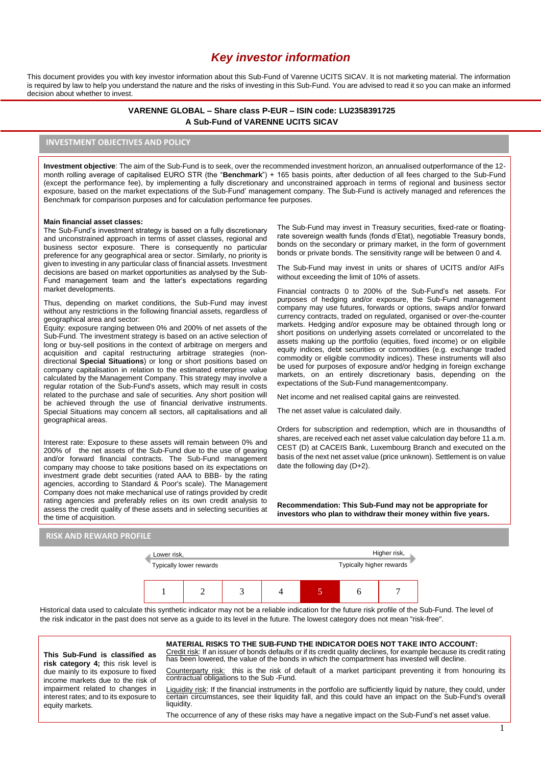# *Key investor information*

This document provides you with key investor information about this Sub-Fund of Varenne UCITS SICAV. It is not marketing material. The information is required by law to help you understand the nature and the risks of investing in this Sub-Fund. You are advised to read it so you can make an informed decision about whether to invest.

**VARENNE GLOBAL – Share class P-EUR – ISIN code: LU2358391725**
**A Sub-Fund of VARENNE UCITS SICAV**

## INVESTMENT OBJECTIVES AND POLICY

**Investment objective**: The aim of the Sub-Fund is to seek, over the recommended investment horizon, an annualised outperformance of the 12-month rolling average of capitalised EURO STR (the "**Benchmark**") + 165 basis points, after deduction of all fees charged to the Sub-Fund (except the performance fee), by implementing a fully discretionary and unconstrained approach in terms of regional and business sector exposure, based on the market expectations of the Sub-Fund' management company. The Sub-Fund is actively managed and references the Benchmark for comparison purposes and for calculation performance fee purposes.

**Main financial asset classes:**

The Sub-Fund's investment strategy is based on a fully discretionary and unconstrained approach in terms of asset classes, regional and business sector exposure. There is consequently no particular preference for any geographical area or sector. Similarly, no priority is given to investing in any particular class of financial assets. Investment decisions are based on market opportunities as analysed by the Sub-Fund management team and the latter's expectations regarding market developments.

Thus, depending on market conditions, the Sub-Fund may invest without any restrictions in the following financial assets, regardless of geographical area and sector:

Equity: exposure ranging between 0% and 200% of net assets of the Sub-Fund. The investment strategy is based on an active selection of long or buy-sell positions in the context of arbitrage on mergers and acquisition and capital restructuring arbitrage strategies (non-directional **Special Situations**) or long or short positions based on company capitalisation in relation to the estimated enterprise value calculated by the Management Company. This strategy may involve a regular rotation of the Sub-Fund's assets, which may result in costs related to the purchase and sale of securities. Any short position will be achieved through the use of financial derivative instruments. Special Situations may concern all sectors, all capitalisations and all geographical areas.

Interest rate: Exposure to these assets will remain between 0% and 200% of the net assets of the Sub-Fund due to the use of gearing and/or forward financial contracts. The Sub-Fund management company may choose to take positions based on its expectations on investment grade debt securities (rated AAA to BBB- by the rating agencies, according to Standard & Poor's scale). The Management Company does not make mechanical use of ratings provided by credit rating agencies and preferably relies on its own credit analysis to assess the credit quality of these assets and in selecting securities at the time of acquisition.

The Sub-Fund may invest in Treasury securities, fixed-rate or floating-rate sovereign wealth funds (fonds d'Etat), negotiable Treasury bonds, bonds on the secondary or primary market, in the form of government bonds or private bonds. The sensitivity range will be between 0 and 4.

The Sub-Fund may invest in units or shares of UCITS and/or AIFs without exceeding the limit of 10% of assets.

Financial contracts 0 to 200% of the Sub-Fund's net assets. For purposes of hedging and/or exposure, the Sub-Fund management company may use futures, forwards or options, swaps and/or forward currency contracts, traded on regulated, organised or over-the-counter markets. Hedging and/or exposure may be obtained through long or short positions on underlying assets correlated or uncorrelated to the assets making up the portfolio (equities, fixed income) or on eligibile equity indices, debt securities or commodities (e.g. exchange traded commodity or eligible commodity indices). These instruments will also be used for purposes of exposure and/or hedging in foreign exchange markets, on an entirely discretionary basis, depending on the expectations of the Sub-Fund managementcompany.

Net income and net realised capital gains are reinvested.

The net asset value is calculated daily.

Orders for subscription and redemption, which are in thousandths of shares, are received each net asset value calculation day before 11 a.m. CEST (D) at CACEIS Bank, Luxembourg Branch and executed on the basis of the next net asset value (price unknown). Settlement is on value date the following day (D+2).

**Recommendation: This Sub-Fund may not be appropriate for investors who plan to withdraw their money within five years.**

## RISK AND REWARD PROFILE

Lower risk, Typically lower rewards ← → Higher risk, Typically higher rewards

| 1 | 2 | 3 | 4 | **5** | 6 | 7 |
|---|---|---|---|---|---|---|

Historical data used to calculate this synthetic indicator may not be a reliable indication for the future risk profile of the Sub-Fund. The level of the risk indicator in the past does not serve as a guide to its level in the future. The lowest category does not mean "risk-free".

**This Sub-Fund is classified as risk category 4;** this risk level is due mainly to its exposure to fixed income markets due to the risk of impairment related to changes in interest rates; and to its exposure to equity markets.

**MATERIAL RISKS TO THE SUB-FUND THE INDICATOR DOES NOT TAKE INTO ACCOUNT:**

Credit risk: If an issuer of bonds defaults or if its credit quality declines, for example because its credit rating has been lowered, the value of the bonds in which the compartment has invested will decline.

Counterparty risk: this is the risk of default of a market participant preventing it from honouring its contractual obligations to the Sub -Fund.

Liquidity risk: If the financial instruments in the portfolio are sufficiently liquid by nature, they could, under certain circumstances, see their liquidity fall, and this could have an impact on the Sub-Fund's overall liquidity.

The occurrence of any of these risks may have a negative impact on the Sub-Fund's net asset value.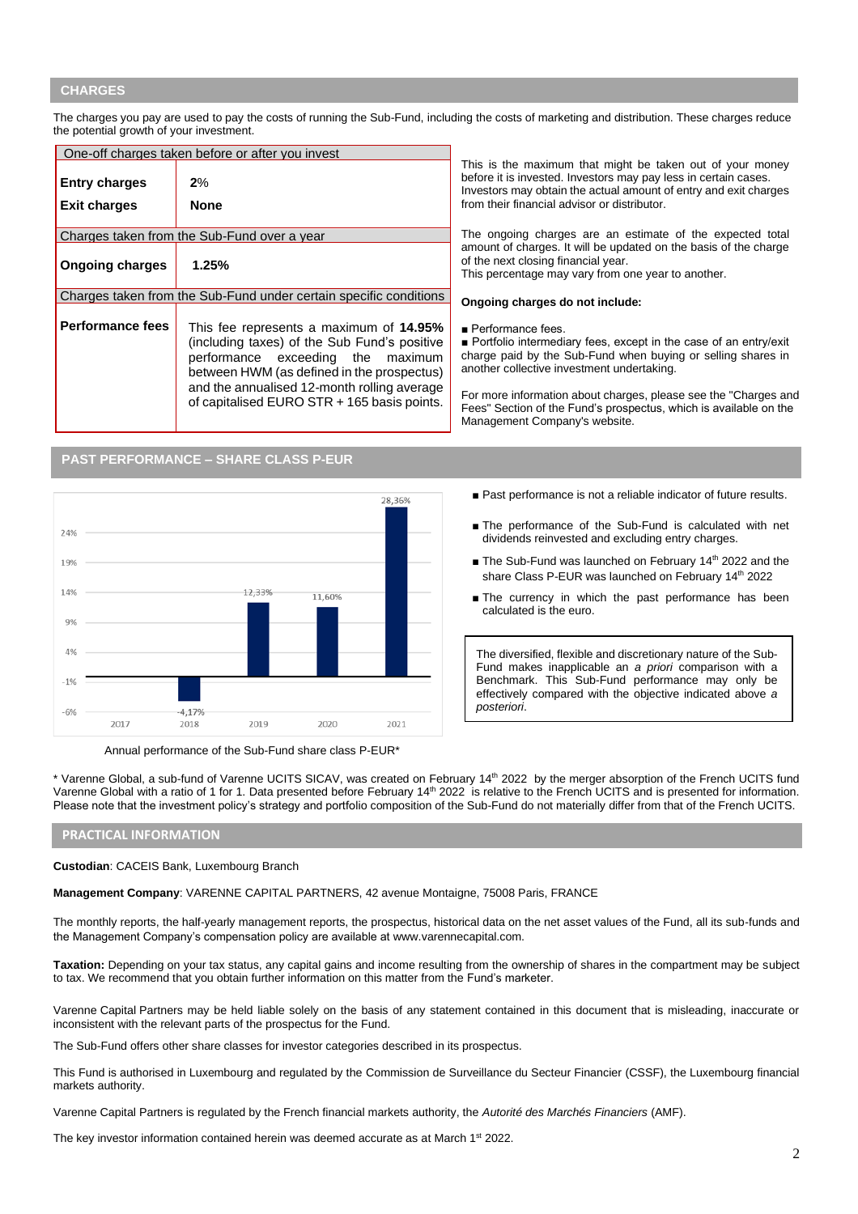## CHARGES

The charges you pay are used to pay the costs of running the Sub-Fund, including the costs of marketing and distribution. These charges reduce the potential growth of your investment.

| | |
|---|---|
| One-off charges taken before or after you invest | |
| **Entry charges** | **2**% |
| **Exit charges** | **None** |
| Charges taken from the Sub-Fund over a year | |
| **Ongoing charges** | **1.25%** |
| Charges taken from the Sub-Fund under certain specific conditions | |
| **Performance fees** | This fee represents a maximum of **14.95%** (including taxes) of the Sub Fund's positive performance exceeding the maximum between HWM (as defined in the prospectus) and the annualised 12-month rolling average of capitalised EURO STR + 165 basis points. |

This is the maximum that might be taken out of your money before it is invested. Investors may pay less in certain cases. Investors may obtain the actual amount of entry and exit charges from their financial advisor or distributor.

The ongoing charges are an estimate of the expected total amount of charges. It will be updated on the basis of the charge of the next closing financial year.
This percentage may vary from one year to another.

**Ongoing charges do not include:**

- Performance fees.
- Portfolio intermediary fees, except in the case of an entry/exit charge paid by the Sub-Fund when buying or selling shares in another collective investment undertaking.

For more information about charges, please see the "Charges and Fees" Section of the Fund's prospectus, which is available on the Management Company's website.

## PAST PERFORMANCE – SHARE CLASS P-EUR

24%
19%
14%
9%
4%
-1%
-6%

-4,17%
12,33%
11,60%
28,36%

2017
2018
2019
2020
2021

Annual performance of the Sub-Fund share class P-EUR*

- Past performance is not a reliable indicator of future results.
- The performance of the Sub-Fund is calculated with net dividends reinvested and excluding entry charges.
- The Sub-Fund was launched on February 14th 2022 and the share Class P-EUR was launched on February 14th 2022
- The currency in which the past performance has been calculated is the euro.

The diversified, flexible and discretionary nature of the Sub-Fund makes inapplicable an *a priori* comparison with a Benchmark. This Sub-Fund performance may only be effectively compared with the objective indicated above *a posteriori*.

\* Varenne Global, a sub-fund of Varenne UCITS SICAV, was created on February 14th 2022 by the merger absorption of the French UCITS fund Varenne Global with a ratio of 1 for 1. Data presented before February 14th 2022 is relative to the French UCITS and is presented for information. Please note that the investment policy's strategy and portfolio composition of the Sub-Fund do not materially differ from that of the French UCITS.

## PRACTICAL INFORMATION

**Custodian**: CACEIS Bank, Luxembourg Branch

**Management Company**: VARENNE CAPITAL PARTNERS, 42 avenue Montaigne, 75008 Paris, FRANCE

The monthly reports, the half-yearly management reports, the prospectus, historical data on the net asset values of the Fund, all its sub-funds and the Management Company's compensation policy are available at www.varennecapital.com.

**Taxation:** Depending on your tax status, any capital gains and income resulting from the ownership of shares in the compartment may be subject to tax. We recommend that you obtain further information on this matter from the Fund's marketer.

Varenne Capital Partners may be held liable solely on the basis of any statement contained in this document that is misleading, inaccurate or inconsistent with the relevant parts of the prospectus for the Fund.

The Sub-Fund offers other share classes for investor categories described in its prospectus.

This Fund is authorised in Luxembourg and regulated by the Commission de Surveillance du Secteur Financier (CSSF), the Luxembourg financial markets authority.

Varenne Capital Partners is regulated by the French financial markets authority, the *Autorité des Marchés Financiers* (AMF).

The key investor information contained herein was deemed accurate as at March 1st 2022.